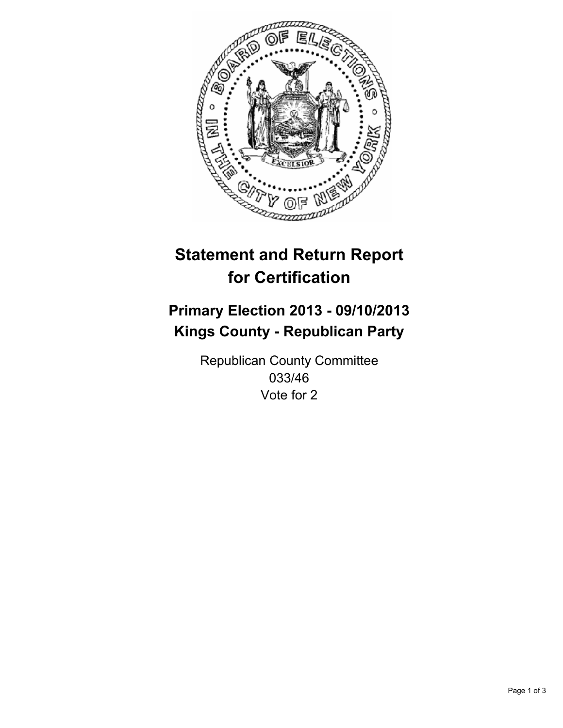# Statement and Return Report for Certification

## Primary Election 2013 - 09/10/2013
## Kings County - Republican Party

Republican County Committee
033/46
Vote for 2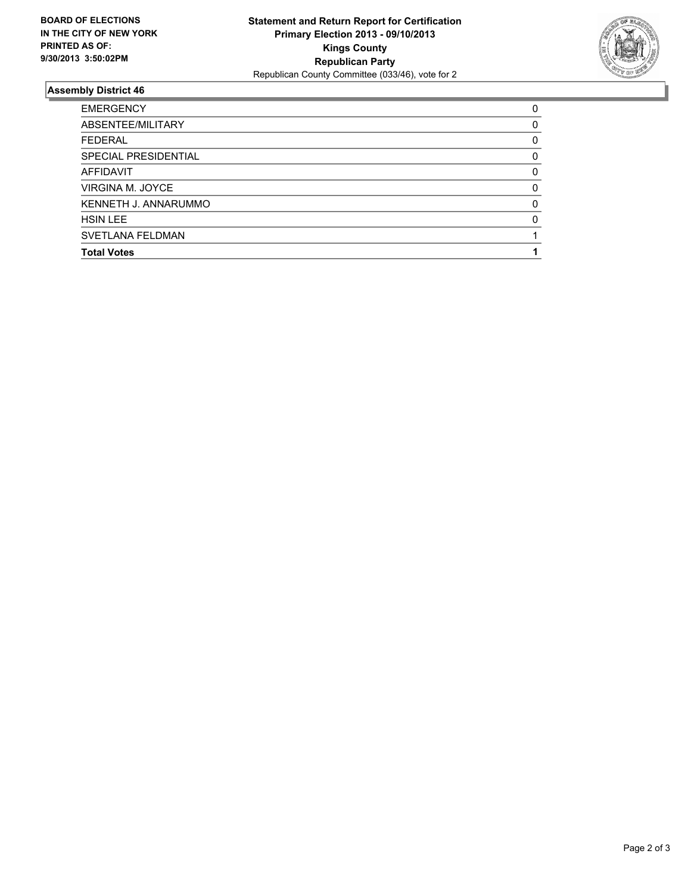**BOARD OF ELECTIONS IN THE CITY OF NEW YORK PRINTED AS OF: 9/30/2013 3:50:02PM**

**Statement and Return Report for Certification**
**Primary Election 2013 - 09/10/2013**
**Kings County**
**Republican Party**
Republican County Committee (033/46), vote for 2

## Assembly District 46

| | |
|---|---|
| EMERGENCY | 0 |
| ABSENTEE/MILITARY | 0 |
| FEDERAL | 0 |
| SPECIAL PRESIDENTIAL | 0 |
| AFFIDAVIT | 0 |
| VIRGINA M. JOYCE | 0 |
| KENNETH J. ANNARUMMO | 0 |
| HSIN LEE | 0 |
| SVETLANA FELDMAN | 1 |
| **Total Votes** | **1** |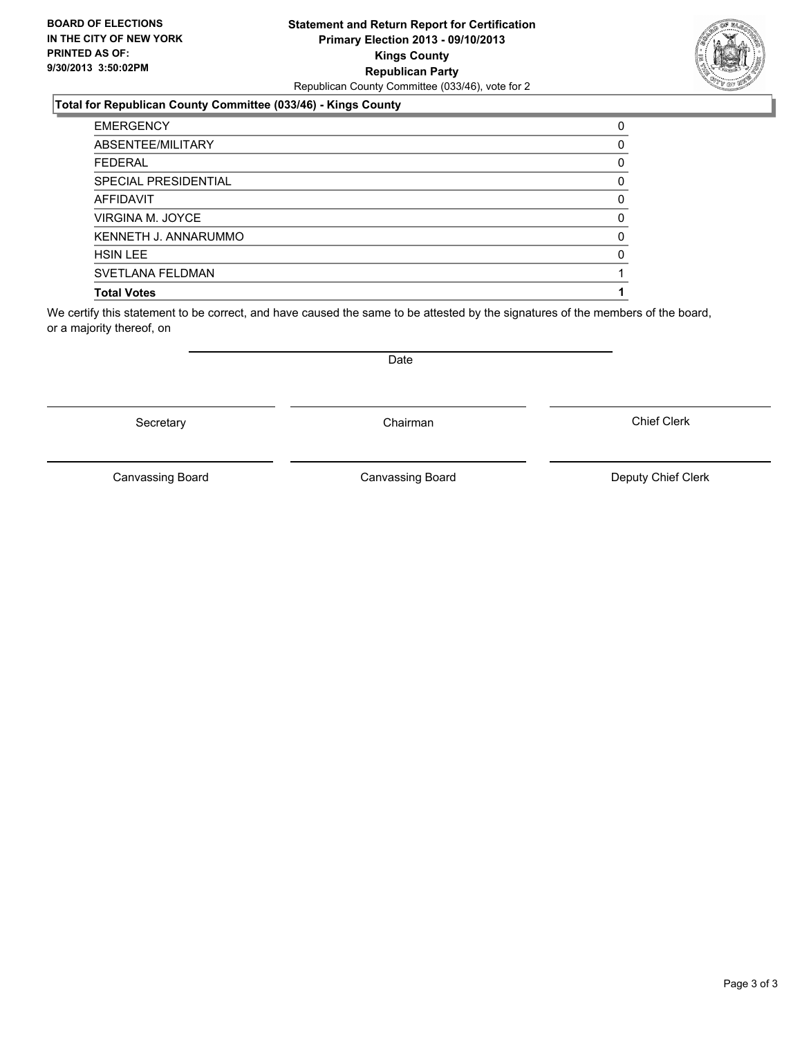**BOARD OF ELECTIONS IN THE CITY OF NEW YORK PRINTED AS OF: 9/30/2013 3:50:02PM**

**Statement and Return Report for Certification**
**Primary Election 2013 - 09/10/2013**
**Kings County**
**Republican Party**
Republican County Committee (033/46), vote for 2

**Total for Republican County Committee (033/46) - Kings County**

| | |
|---|---|
| EMERGENCY | 0 |
| ABSENTEE/MILITARY | 0 |
| FEDERAL | 0 |
| SPECIAL PRESIDENTIAL | 0 |
| AFFIDAVIT | 0 |
| VIRGINA M. JOYCE | 0 |
| KENNETH J. ANNARUMMO | 0 |
| HSIN LEE | 0 |
| SVETLANA FELDMAN | 1 |
| **Total Votes** | **1** |

We certify this statement to be correct, and have caused the same to be attested by the signatures of the members of the board, or a majority thereof, on

Date

Secretary

Chairman

Chief Clerk

Canvassing Board

Canvassing Board

Deputy Chief Clerk